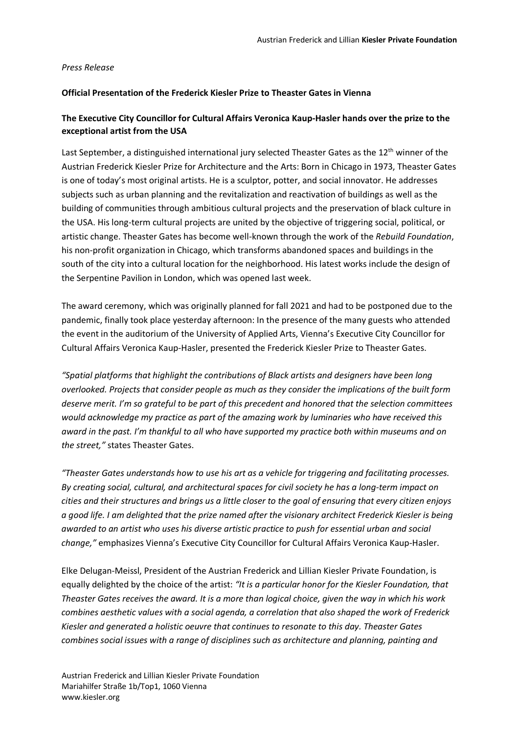*Press Release*

**Official Presentation of the Frederick Kiesler Prize to Theaster Gates in Vienna**

**The Executive City Councillor for Cultural Affairs Veronica Kaup-Hasler hands over the prize to the exceptional artist from the USA**

Last September, a distinguished international jury selected Theaster Gates as the 12th winner of the Austrian Frederick Kiesler Prize for Architecture and the Arts: Born in Chicago in 1973, Theaster Gates is one of today's most original artists. He is a sculptor, potter, and social innovator. He addresses subjects such as urban planning and the revitalization and reactivation of buildings as well as the building of communities through ambitious cultural projects and the preservation of black culture in the USA. His long-term cultural projects are united by the objective of triggering social, political, or artistic change. Theaster Gates has become well-known through the work of the *Rebuild Foundation*, his non-profit organization in Chicago, which transforms abandoned spaces and buildings in the south of the city into a cultural location for the neighborhood. His latest works include the design of the Serpentine Pavilion in London, which was opened last week.

The award ceremony, which was originally planned for fall 2021 and had to be postponed due to the pandemic, finally took place yesterday afternoon: In the presence of the many guests who attended the event in the auditorium of the University of Applied Arts, Vienna's Executive City Councillor for Cultural Affairs Veronica Kaup-Hasler, presented the Frederick Kiesler Prize to Theaster Gates.

*"Spatial platforms that highlight the contributions of Black artists and designers have been long overlooked. Projects that consider people as much as they consider the implications of the built form deserve merit. I'm so grateful to be part of this precedent and honored that the selection committees would acknowledge my practice as part of the amazing work by luminaries who have received this award in the past. I'm thankful to all who have supported my practice both within museums and on the street,"* states Theaster Gates.

*"Theaster Gates understands how to use his art as a vehicle for triggering and facilitating processes. By creating social, cultural, and architectural spaces for civil society he has a long-term impact on cities and their structures and brings us a little closer to the goal of ensuring that every citizen enjoys a good life. I am delighted that the prize named after the visionary architect Frederick Kiesler is being awarded to an artist who uses his diverse artistic practice to push for essential urban and social change,"* emphasizes Vienna's Executive City Councillor for Cultural Affairs Veronica Kaup-Hasler.

Elke Delugan-Meissl, President of the Austrian Frederick and Lillian Kiesler Private Foundation, is equally delighted by the choice of the artist: *"It is a particular honor for the Kiesler Foundation, that Theaster Gates receives the award. It is a more than logical choice, given the way in which his work combines aesthetic values with a social agenda, a correlation that also shaped the work of Frederick Kiesler and generated a holistic oeuvre that continues to resonate to this day. Theaster Gates combines social issues with a range of disciplines such as architecture and planning, painting and*

Austrian Frederick and Lillian Kiesler Private Foundation
Mariahilfer Straße 1b/Top1, 1060 Vienna
www.kiesler.org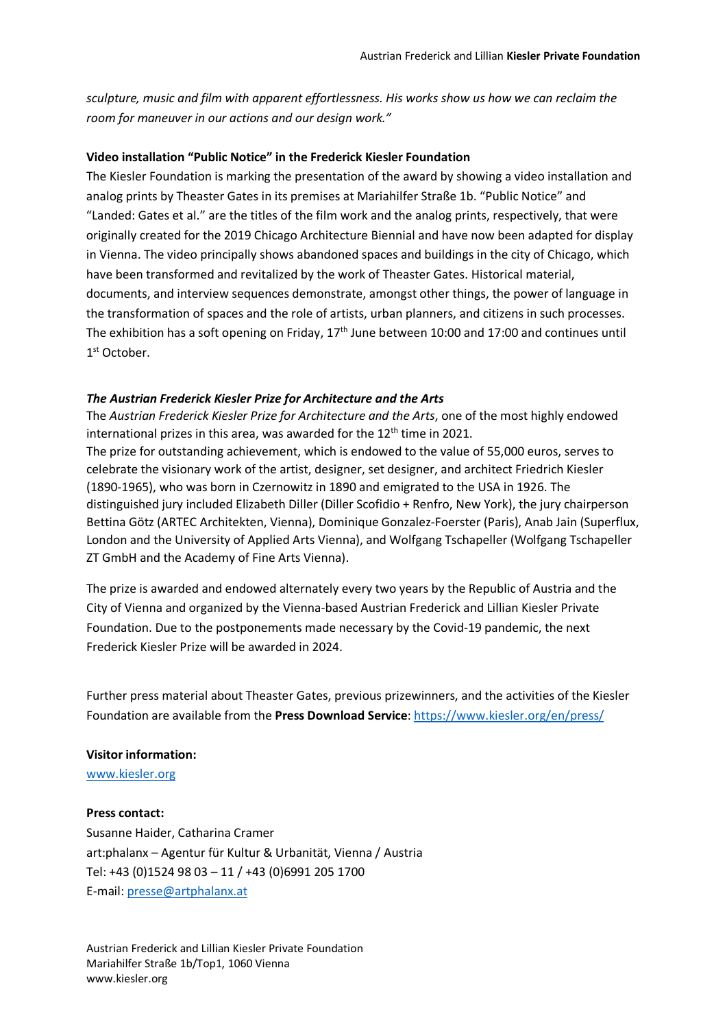*sculpture, music and film with apparent effortlessness. His works show us how we can reclaim the room for maneuver in our actions and our design work."*

**Video installation "Public Notice" in the Frederick Kiesler Foundation**

The Kiesler Foundation is marking the presentation of the award by showing a video installation and analog prints by Theaster Gates in its premises at Mariahilfer Straße 1b. "Public Notice" and "Landed: Gates et al." are the titles of the film work and the analog prints, respectively, that were originally created for the 2019 Chicago Architecture Biennial and have now been adapted for display in Vienna. The video principally shows abandoned spaces and buildings in the city of Chicago, which have been transformed and revitalized by the work of Theaster Gates. Historical material, documents, and interview sequences demonstrate, amongst other things, the power of language in the transformation of spaces and the role of artists, urban planners, and citizens in such processes. The exhibition has a soft opening on Friday, 17th June between 10:00 and 17:00 and continues until 1st October.

***The Austrian Frederick Kiesler Prize for Architecture and the Arts***

The *Austrian Frederick Kiesler Prize for Architecture and the Arts*, one of the most highly endowed international prizes in this area, was awarded for the 12th time in 2021.

The prize for outstanding achievement, which is endowed to the value of 55,000 euros, serves to celebrate the visionary work of the artist, designer, set designer, and architect Friedrich Kiesler (1890-1965), who was born in Czernowitz in 1890 and emigrated to the USA in 1926. The distinguished jury included Elizabeth Diller (Diller Scofidio + Renfro, New York), the jury chairperson Bettina Götz (ARTEC Architekten, Vienna), Dominique Gonzalez-Foerster (Paris), Anab Jain (Superflux, London and the University of Applied Arts Vienna), and Wolfgang Tschapeller (Wolfgang Tschapeller ZT GmbH and the Academy of Fine Arts Vienna).

The prize is awarded and endowed alternately every two years by the Republic of Austria and the City of Vienna and organized by the Vienna-based Austrian Frederick and Lillian Kiesler Private Foundation. Due to the postponements made necessary by the Covid-19 pandemic, the next Frederick Kiesler Prize will be awarded in 2024.

Further press material about Theaster Gates, previous prizewinners, and the activities of the Kiesler Foundation are available from the **Press Download Service**: https://www.kiesler.org/en/press/

**Visitor information:**

www.kiesler.org

**Press contact:**

Susanne Haider, Catharina Cramer
art:phalanx – Agentur für Kultur & Urbanität, Vienna / Austria
Tel: +43 (0)1524 98 03 – 11 / +43 (0)6991 205 1700
E-mail: presse@artphalanx.at

Austrian Frederick and Lillian Kiesler Private Foundation
Mariahilfer Straße 1b/Top1, 1060 Vienna
www.kiesler.org